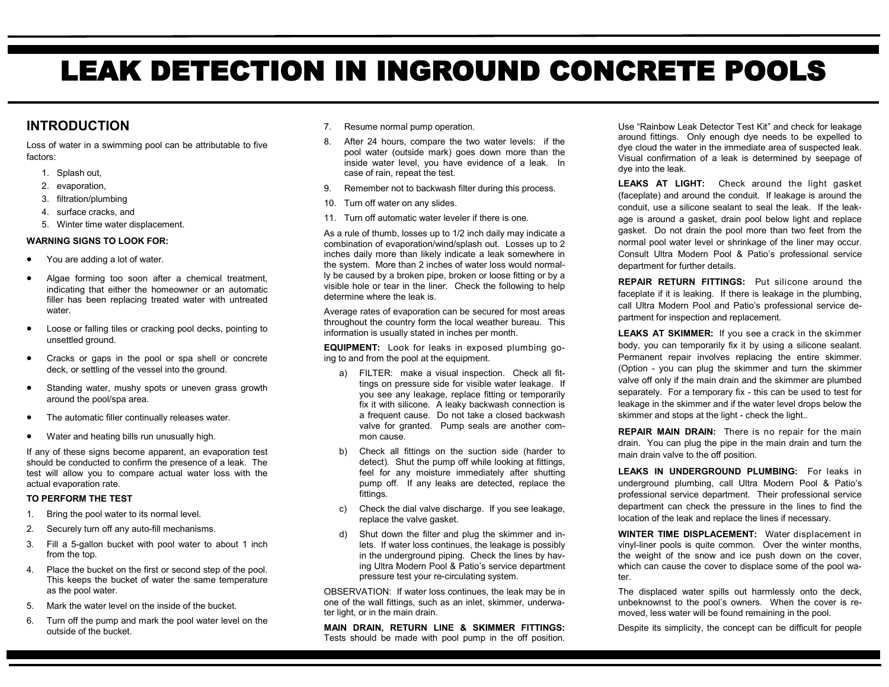# LEAK DETECTION IN INGROUND CONCRETE POOLS

## INTRODUCTION

Loss of water in a swimming pool can be attributable to five factors:

1. Splash out,
2. evaporation,
3. filtration/plumbing
4. surface cracks, and
5. Winter time water displacement.

**WARNING SIGNS TO LOOK FOR:**

- You are adding a lot of water.
- Algae forming too soon after a chemical treatment, indicating that either the homeowner or an automatic filler has been replacing treated water with untreated water.
- Loose or falling tiles or cracking pool decks, pointing to unsettled ground.
- Cracks or gaps in the pool or spa shell or concrete deck, or settling of the vessel into the ground.
- Standing water, mushy spots or uneven grass growth around the pool/spa area.
- The automatic filler continually releases water.
- Water and heating bills run unusually high.

If any of these signs become apparent, an evaporation test should be conducted to confirm the presence of a leak. The test will allow you to compare actual water loss with the actual evaporation rate.

**TO PERFORM THE TEST**

1. Bring the pool water to its normal level.
2. Securely turn off any auto-fill mechanisms.
3. Fill a 5-gallon bucket with pool water to about 1 inch from the top.
4. Place the bucket on the first or second step of the pool. This keeps the bucket of water the same temperature as the pool water.
5. Mark the water level on the inside of the bucket.
6. Turn off the pump and mark the pool water level on the outside of the bucket.
7. Resume normal pump operation.
8. After 24 hours, compare the two water levels: if the pool water (outside mark) goes down more than the inside water level, you have evidence of a leak. In case of rain, repeat the test.
9. Remember not to backwash filter during this process.
10. Turn off water on any slides.
11. Turn off automatic water leveler if there is one.

As a rule of thumb, losses up to 1/2 inch daily may indicate a combination of evaporation/wind/splash out. Losses up to 2 inches daily more than likely indicate a leak somewhere in the system. More than 2 inches of water loss would normally be caused by a broken pipe, broken or loose fitting or by a visible hole or tear in the liner. Check the following to help determine where the leak is.

Average rates of evaporation can be secured for most areas throughout the country form the local weather bureau. This information is usually stated in inches per month.

**EQUIPMENT:** Look for leaks in exposed plumbing going to and from the pool at the equipment.

a) FILTER: make a visual inspection. Check all fittings on pressure side for visible water leakage. If you see any leakage, replace fitting or temporarily fix it with silicone. A leaky backwash connection is a frequent cause. Do not take a closed backwash valve for granted. Pump seals are another common cause.

b) Check all fittings on the suction side (harder to detect). Shut the pump off while looking at fittings, feel for any moisture immediately after shutting pump off. If any leaks are detected, replace the fittings.

c) Check the dial valve discharge. If you see leakage, replace the valve gasket.

d) Shut down the filter and plug the skimmer and inlets. If water loss continues, the leakage is possibly in the underground piping. Check the lines by having Ultra Modern Pool & Patio's service department pressure test your re-circulating system.

OBSERVATION: If water loss continues, the leak may be in one of the wall fittings, such as an inlet, skimmer, underwater light, or in the main drain.

**MAIN DRAIN, RETURN LINE & SKIMMER FITTINGS:** Tests should be made with pool pump in the off position. Use "Rainbow Leak Detector Test Kit" and check for leakage around fittings. Only enough dye needs to be expelled to dye cloud the water in the immediate area of suspected leak. Visual confirmation of a leak is determined by seepage of dye into the leak.

**LEAKS AT LIGHT:** Check around the light gasket (faceplate) and around the conduit. If leakage is around the conduit, use a silicone sealant to seal the leak. If the leakage is around a gasket, drain pool below light and replace gasket. Do not drain the pool more than two feet from the normal pool water level or shrinkage of the liner may occur. Consult Ultra Modern Pool & Patio's professional service department for further details.

**REPAIR RETURN FITTINGS:** Put silicone around the faceplate if it is leaking. If there is leakage in the plumbing, call Ultra Modern Pool and Patio's professional service department for inspection and replacement.

**LEAKS AT SKIMMER:** If you see a crack in the skimmer body, you can temporarily fix it by using a silicone sealant. Permanent repair involves replacing the entire skimmer. (Option - you can plug the skimmer and turn the skimmer valve off only if the main drain and the skimmer are plumbed separately. For a temporary fix - this can be used to test for leakage in the skimmer and if the water level drops below the skimmer and stops at the light - check the light..

**REPAIR MAIN DRAIN:** There is no repair for the main drain. You can plug the pipe in the main drain and turn the main drain valve to the off position.

**LEAKS IN UNDERGROUND PLUMBING:** For leaks in underground plumbing, call Ultra Modern Pool & Patio's professional service department. Their professional service department can check the pressure in the lines to find the location of the leak and replace the lines if necessary.

**WINTER TIME DISPLACEMENT:** Water displacement in vinyl-liner pools is quite common. Over the winter months, the weight of the snow and ice push down on the cover, which can cause the cover to displace some of the pool water.

The displaced water spills out harmlessly onto the deck, unbeknownst to the pool's owners. When the cover is removed, less water will be found remaining in the pool.

Despite its simplicity, the concept can be difficult for people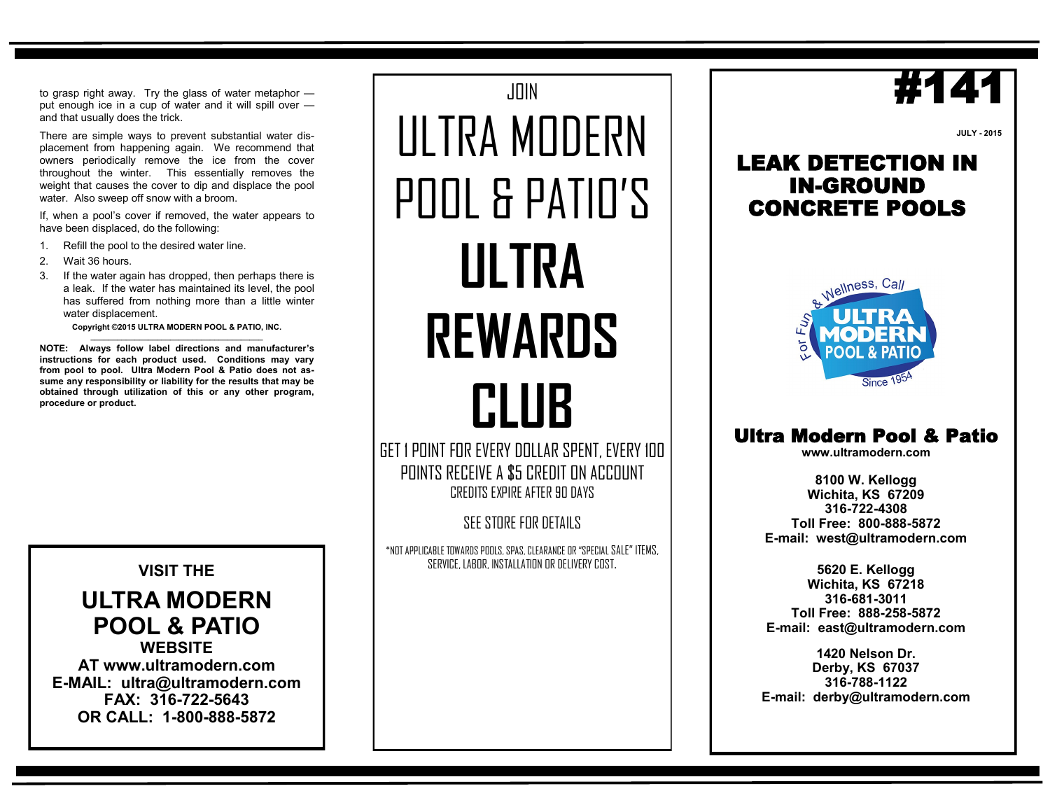to grasp right away. Try the glass of water metaphor — put enough ice in a cup of water and it will spill over — and that usually does the trick.

There are simple ways to prevent substantial water displacement from happening again. We recommend that owners periodically remove the ice from the cover throughout the winter. This essentially removes the weight that causes the cover to dip and displace the pool water. Also sweep off snow with a broom.

If, when a pool's cover if removed, the water appears to have been displaced, do the following:

1. Refill the pool to the desired water line.
2. Wait 36 hours.
3. If the water again has dropped, then perhaps there is a leak. If the water has maintained its level, the pool has suffered from nothing more than a little winter water displacement.

**Copyright ©2015 ULTRA MODERN POOL & PATIO, INC.**

**NOTE: Always follow label directions and manufacturer's instructions for each product used. Conditions may vary from pool to pool. Ultra Modern Pool & Patio does not assume any responsibility or liability for the results that may be obtained through utilization of this or any other program, procedure or product.**

**VISIT THE**

**ULTRA MODERN POOL & PATIO**

**WEBSITE**

**AT www.ultramodern.com**

**E-MAIL: ultra@ultramodern.com**

**FAX: 316-722-5643**

**OR CALL: 1-800-888-5872**

JOIN

ULTRA MODERN POOL & PATIO'S

# ULTRA REWARDS CLUB

GET 1 POINT FOR EVERY DOLLAR SPENT, EVERY 100 POINTS RECEIVE A $5 CREDIT ON ACCOUNT

CREDITS EXPIRE AFTER 90 DAYS

SEE STORE FOR DETAILS

*NOT APPLICABLE TOWARDS POOLS, SPAS, CLEARANCE OR "SPECIAL SALE" ITEMS, SERVICE, LABOR, INSTALLATION OR DELIVERY COST.

**#141**

**JULY - 2015**

# LEAK DETECTION IN IN-GROUND CONCRETE POOLS

For Fun & Wellness, Call ULTRA MODERN POOL & PATIO Since 1954

## Ultra Modern Pool & Patio

**www.ultramodern.com**

**8100 W. Kellogg**
**Wichita, KS 67209**
**316-722-4308**
**Toll Free: 800-888-5872**
**E-mail: west@ultramodern.com**

**5620 E. Kellogg**
**Wichita, KS 67218**
**316-681-3011**
**Toll Free: 888-258-5872**
**E-mail: east@ultramodern.com**

**1420 Nelson Dr.**
**Derby, KS 67037**
**316-788-1122**
**E-mail: derby@ultramodern.com**